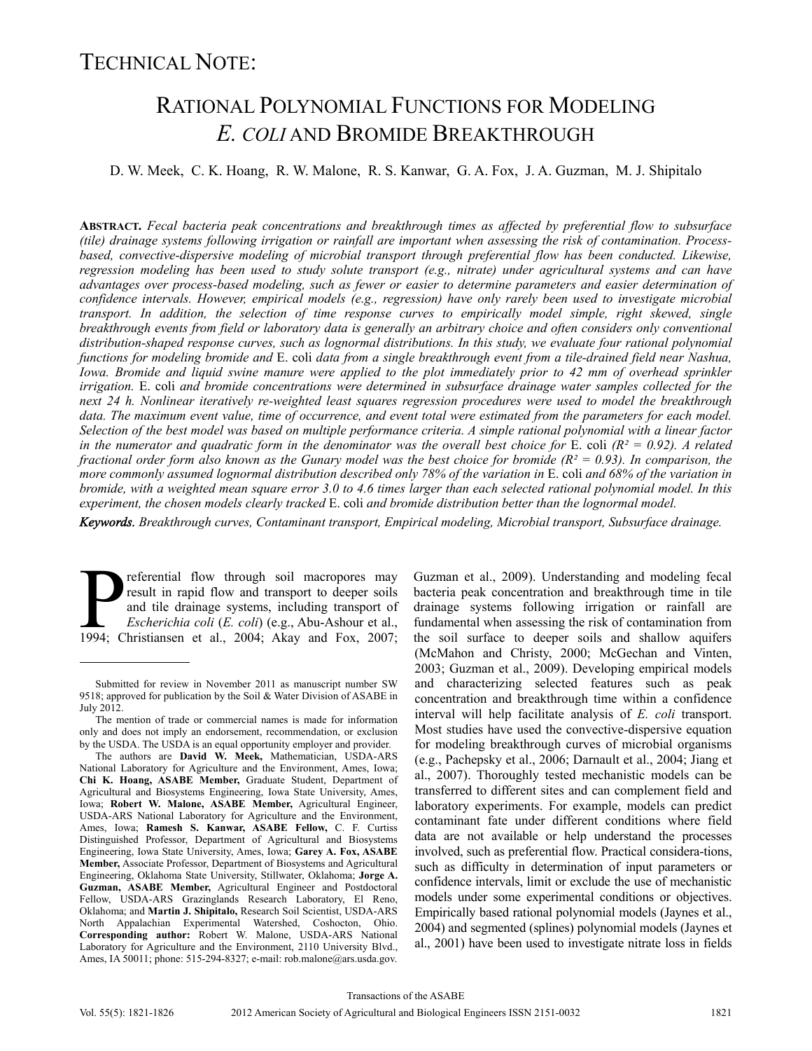# Technical Note:

# Rational Polynomial Functions for Modeling *E. coli* and Bromide Breakthrough

D. W. Meek, C. K. Hoang, R. W. Malone, R. S. Kanwar, G. A. Fox, J. A. Guzman, M. J. Shipitalo

**Abstract.** *Fecal bacteria peak concentrations and breakthrough times as affected by preferential flow to subsurface (tile) drainage systems following irrigation or rainfall are important when assessing the risk of contamination. Process-based, convective-dispersive modeling of microbial transport through preferential flow has been conducted. Likewise, regression modeling has been used to study solute transport (e.g., nitrate) under agricultural systems and can have advantages over process-based modeling, such as fewer or easier to determine parameters and easier determination of confidence intervals. However, empirical models (e.g., regression) have only rarely been used to investigate microbial transport. In addition, the selection of time response curves to empirically model simple, right skewed, single breakthrough events from field or laboratory data is generally an arbitrary choice and often considers only conventional distribution-shaped response curves, such as lognormal distributions. In this study, we evaluate four rational polynomial functions for modeling bromide and* E. coli *data from a single breakthrough event from a tile-drained field near Nashua, Iowa. Bromide and liquid swine manure were applied to the plot immediately prior to 42 mm of overhead sprinkler irrigation.* E. coli *and bromide concentrations were determined in subsurface drainage water samples collected for the next 24 h. Nonlinear iteratively re-weighted least squares regression procedures were used to model the breakthrough data. The maximum event value, time of occurrence, and event total were estimated from the parameters for each model. Selection of the best model was based on multiple performance criteria. A simple rational polynomial with a linear factor in the numerator and quadratic form in the denominator was the overall best choice for* E. coli *($R^2$ = 0.92). A related fractional order form also known as the Gunary model was the best choice for bromide ($R^2$ = 0.93). In comparison, the more commonly assumed lognormal distribution described only 78% of the variation in* E. coli *and 68% of the variation in bromide, with a weighted mean square error 3.0 to 4.6 times larger than each selected rational polynomial model. In this experiment, the chosen models clearly tracked* E. coli *and bromide distribution better than the lognormal model.*

***Keywords.*** *Breakthrough curves, Contaminant transport, Empirical modeling, Microbial transport, Subsurface drainage.*

Preferential flow through soil macropores may result in rapid flow and transport to deeper soils and tile drainage systems, including transport of *Escherichia coli* (*E. coli*) (e.g., Abu-Ashour et al., 1994; Christiansen et al., 2004; Akay and Fox, 2007; Guzman et al., 2009). Understanding and modeling fecal bacteria peak concentration and breakthrough time in tile drainage systems following irrigation or rainfall are fundamental when assessing the risk of contamination from the soil surface to deeper soils and shallow aquifers (McMahon and Christy, 2000; McGechan and Vinten, 2003; Guzman et al., 2009). Developing empirical models and characterizing selected features such as peak concentration and breakthrough time within a confidence interval will help facilitate analysis of *E. coli* transport. Most studies have used the convective-dispersive equation for modeling breakthrough curves of microbial organisms (e.g., Pachepsky et al., 2006; Darnault et al., 2004; Jiang et al., 2007). Thoroughly tested mechanistic models can be transferred to different sites and can complement field and laboratory experiments. For example, models can predict contaminant fate under different conditions where field data are not available or help understand the processes involved, such as preferential flow. Practical considera-tions, such as difficulty in determination of input parameters or confidence intervals, limit or exclude the use of mechanistic models under some experimental conditions or objectives. Empirically based rational polynomial models (Jaynes et al., 2004) and segmented (splines) polynomial models (Jaynes et al., 2001) have been used to investigate nitrate loss in fields

---

Submitted for review in November 2011 as manuscript number SW 9518; approved for publication by the Soil & Water Division of ASABE in July 2012.

The mention of trade or commercial names is made for information only and does not imply an endorsement, recommendation, or exclusion by the USDA. The USDA is an equal opportunity employer and provider.

The authors are **David W. Meek,** Mathematician, USDA-ARS National Laboratory for Agriculture and the Environment, Ames, Iowa; **Chi K. Hoang, ASABE Member,** Graduate Student, Department of Agricultural and Biosystems Engineering, Iowa State University, Ames, Iowa; **Robert W. Malone, ASABE Member,** Agricultural Engineer, USDA-ARS National Laboratory for Agriculture and the Environment, Ames, Iowa; **Ramesh S. Kanwar, ASABE Fellow,** C. F. Curtiss Distinguished Professor, Department of Agricultural and Biosystems Engineering, Iowa State University, Ames, Iowa; **Garey A. Fox, ASABE Member,** Associate Professor, Department of Biosystems and Agricultural Engineering, Oklahoma State University, Stillwater, Oklahoma; **Jorge A. Guzman, ASABE Member,** Agricultural Engineer and Postdoctoral Fellow, USDA-ARS Grazinglands Research Laboratory, El Reno, Oklahoma; and **Martin J. Shipitalo,** Research Soil Scientist, USDA-ARS North Appalachian Experimental Watershed, Coshocton, Ohio. **Corresponding author:** Robert W. Malone, USDA-ARS National Laboratory for Agriculture and the Environment, 2110 University Blvd., Ames, IA 50011; phone: 515-294-8327; e-mail: rob.malone@ars.usda.gov.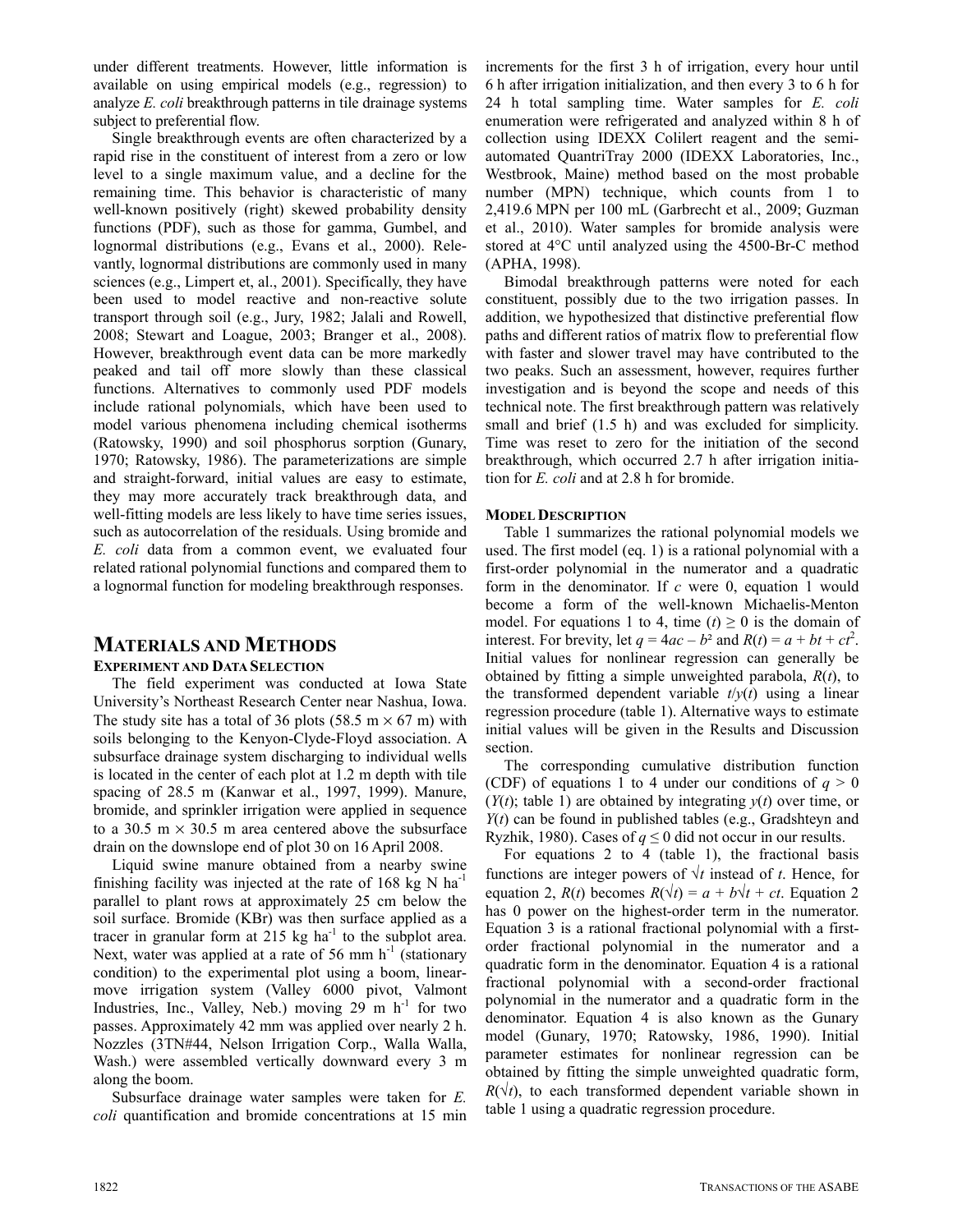under different treatments. However, little information is available on using empirical models (e.g., regression) to analyze *E. coli* breakthrough patterns in tile drainage systems subject to preferential flow.

Single breakthrough events are often characterized by a rapid rise in the constituent of interest from a zero or low level to a single maximum value, and a decline for the remaining time. This behavior is characteristic of many well-known positively (right) skewed probability density functions (PDF), such as those for gamma, Gumbel, and lognormal distributions (e.g., Evans et al., 2000). Relevantly, lognormal distributions are commonly used in many sciences (e.g., Limpert et, al., 2001). Specifically, they have been used to model reactive and non-reactive solute transport through soil (e.g., Jury, 1982; Jalali and Rowell, 2008; Stewart and Loague, 2003; Branger et al., 2008). However, breakthrough event data can be more markedly peaked and tail off more slowly than these classical functions. Alternatives to commonly used PDF models include rational polynomials, which have been used to model various phenomena including chemical isotherms (Ratowsky, 1990) and soil phosphorus sorption (Gunary, 1970; Ratowsky, 1986). The parameterizations are simple and straight-forward, initial values are easy to estimate, they may more accurately track breakthrough data, and well-fitting models are less likely to have time series issues, such as autocorrelation of the residuals. Using bromide and *E. coli* data from a common event, we evaluated four related rational polynomial functions and compared them to a lognormal function for modeling breakthrough responses.

## Materials and Methods

### Experiment and Data Selection

The field experiment was conducted at Iowa State University's Northeast Research Center near Nashua, Iowa. The study site has a total of 36 plots (58.5 m × 67 m) with soils belonging to the Kenyon-Clyde-Floyd association. A subsurface drainage system discharging to individual wells is located in the center of each plot at 1.2 m depth with tile spacing of 28.5 m (Kanwar et al., 1997, 1999). Manure, bromide, and sprinkler irrigation were applied in sequence to a 30.5 m × 30.5 m area centered above the subsurface drain on the downslope end of plot 30 on 16 April 2008.

Liquid swine manure obtained from a nearby swine finishing facility was injected at the rate of 168 kg N ha$^{-1}$ parallel to plant rows at approximately 25 cm below the soil surface. Bromide (KBr) was then surface applied as a tracer in granular form at 215 kg ha$^{-1}$ to the subplot area. Next, water was applied at a rate of 56 mm h$^{-1}$ (stationary condition) to the experimental plot using a boom, linear-move irrigation system (Valley 6000 pivot, Valmont Industries, Inc., Valley, Neb.) moving 29 m h$^{-1}$ for two passes. Approximately 42 mm was applied over nearly 2 h. Nozzles (3TN#44, Nelson Irrigation Corp., Walla Walla, Wash.) were assembled vertically downward every 3 m along the boom.

Subsurface drainage water samples were taken for *E. coli* quantification and bromide concentrations at 15 min increments for the first 3 h of irrigation, every hour until 6 h after irrigation initialization, and then every 3 to 6 h for 24 h total sampling time. Water samples for *E. coli* were refrigerated and analyzed within 8 h of collection using IDEXX Colilert reagent and the semi-automated QuantriTray 2000 (IDEXX Laboratories, Inc., Westbrook, Maine) method based on the most probable number (MPN) technique, which counts from 1 to 2,419.6 MPN per 100 mL (Garbrecht et al., 2009; Guzman et al., 2010). Water samples for bromide analysis were stored at 4°C until analyzed using the 4500-Br-C method (APHA, 1998).

Bimodal breakthrough patterns were noted for each constituent, possibly due to the two irrigation passes. In addition, we hypothesized that distinctive preferential flow paths and different ratios of matrix flow to preferential flow with faster and slower travel may have contributed to the two peaks. Such an assessment, however, requires further investigation and is beyond the scope and needs of this technical note. The first breakthrough pattern was relatively small and brief (1.5 h) and was excluded for simplicity. Time was reset to zero for the initiation of the second breakthrough, which occurred 2.7 h after irrigation initiation for *E. coli* and at 2.8 h for bromide.

### Model Description

Table 1 summarizes the rational polynomial models we used. The first model (eq. 1) is a rational polynomial with a first-order polynomial in the numerator and a quadratic form in the denominator. If $c$ were 0, equation 1 would become a form of the well-known Michaelis-Menton model. For equations 1 to 4, time ($t$) ≥ 0 is the domain of interest. For brevity, let $q = 4ac - b^2$ and $R(t) = a + bt + ct^2$. Initial values for nonlinear regression can generally be obtained by fitting a simple unweighted parabola, $R(t)$, to the transformed dependent variable $t/y(t)$ using a linear regression procedure (table 1). Alternative ways to estimate initial values will be given in the Results and Discussion section.

The corresponding cumulative distribution function (CDF) of equations 1 to 4 under our conditions of $q > 0$ ($Y(t)$; table 1) are obtained by integrating $y(t)$ over time, or $Y(t)$ can be found in published tables (e.g., Gradshteyn and Ryzhik, 1980). Cases of $q \leq 0$ did not occur in our results.

For equations 2 to 4 (table 1), the fractional basis functions are integer powers of $\sqrt{t}$ instead of $t$. Hence, for equation 2, $R(t)$ becomes $R(\sqrt{t}) = a + b\sqrt{t} + ct$. Equation 2 has 0 power on the highest-order term in the numerator. Equation 3 is a rational fractional polynomial with a first-order fractional polynomial in the numerator and a quadratic form in the denominator. Equation 4 is a rational fractional polynomial with a second-order fractional polynomial in the numerator and a quadratic form in the denominator. Equation 4 is also known as the Gunary model (Gunary, 1970; Ratowsky, 1986, 1990). Initial parameter estimates for nonlinear regression can be obtained by fitting the simple unweighted quadratic form, $R(\sqrt{t})$, to each transformed dependent variable shown in table 1 using a quadratic regression procedure.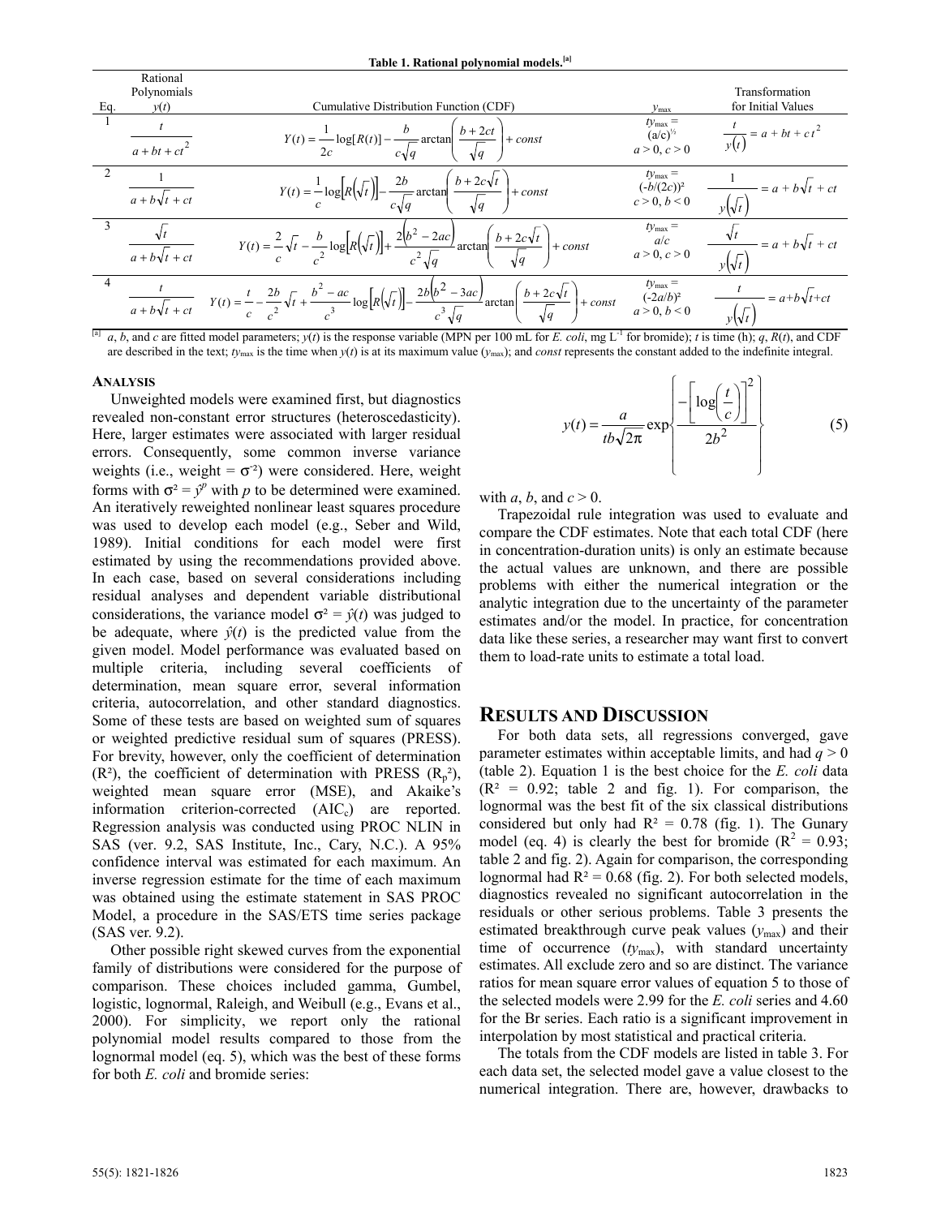**Table 1. Rational polynomial models.**[a]

| Eq. | Rational Polynomials $y(t)$ | Cumulative Distribution Function (CDF) | $y_{max}$ | Transformation for Initial Values |
|---|---|---|---|---|
| 1 | $\dfrac{t}{a+bt+ct^2}$ | $Y(t)=\dfrac{1}{2c}\log[R(t)]-\dfrac{b}{c\sqrt{q}}\arctan\left(\dfrac{b+2ct}{\sqrt{q}}\right)+const$ | $ty_{max}=(a/c)^{1/2}$ $a>0, c>0$ | $\dfrac{t}{y(t)}=a+bt+ct^2$ |
| 2 | $\dfrac{1}{a+b\sqrt{t}+ct}$ | $Y(t)=\dfrac{1}{c}\log\left[R\left(\sqrt{t}\right)\right]-\dfrac{2b}{c\sqrt{q}}\arctan\left(\dfrac{b+2c\sqrt{t}}{\sqrt{q}}\right)+const$ | $ty_{max}=(-b/(2c))^2$ $c>0, b<0$ | $\dfrac{1}{y\left(\sqrt{t}\right)}=a+b\sqrt{t}+ct$ |
| 3 | $\dfrac{\sqrt{t}}{a+b\sqrt{t}+ct}$ | $Y(t)=\dfrac{2}{c}\sqrt{t}-\dfrac{b}{c^2}\log\left[R\left(\sqrt{t}\right)\right]+\dfrac{2\left(b^2-2ac\right)}{c^2\sqrt{q}}\arctan\left(\dfrac{b+2c\sqrt{t}}{\sqrt{q}}\right)+const$ | $ty_{max}=a/c$ $a>0, c>0$ | $\dfrac{\sqrt{t}}{y\left(\sqrt{t}\right)}=a+b\sqrt{t}+ct$ |
| 4 | $\dfrac{t}{a+b\sqrt{t}+ct}$ | $Y(t)=\dfrac{t}{c}-\dfrac{2b}{c^2}\sqrt{t}+\dfrac{b^2-ac}{c^3}\log\left[R\left(\sqrt{t}\right)\right]-\dfrac{2b\left(b^2-3ac\right)}{c^3\sqrt{q}}\arctan\left(\dfrac{b+2c\sqrt{t}}{\sqrt{q}}\right)+const$ | $ty_{max}=(-2a/b)^2$ $a>0, b<0$ | $\dfrac{t}{y\left(\sqrt{t}\right)}=a+b\sqrt{t}+ct$ |

[a] $a$, $b$, and $c$ are fitted model parameters; $y(t)$ is the response variable (MPN per 100 mL for *E. coli*, mg $L^{-1}$ for bromide); $t$ is time (h); $q$, $R(t)$, and CDF are described in the text; $ty_{max}$ is the time when $y(t)$ is at its maximum value ($y_{max}$); and *const* represents the constant added to the indefinite integral.

### Analysis

Unweighted models were examined first, but diagnostics revealed non-constant error structures (heteroscedasticity). Here, larger estimates were associated with larger residual errors. Consequently, some common inverse variance weights (i.e., weight = $\sigma^{-2}$) were considered. Here, weight forms with $\sigma^2 = \hat{y}^p$ with $p$ to be determined were examined. An iteratively reweighted nonlinear least squares procedure was used to develop each model (e.g., Seber and Wild, 1989). Initial conditions for each model were first estimated by using the recommendations provided above. In each case, based on several considerations including residual analyses and dependent variable distributional considerations, the variance model $\sigma^2 = \hat{y}(t)$ was judged to be adequate, where $\hat{y}(t)$ is the predicted value from the given model. Model performance was evaluated based on multiple criteria, including several coefficients of determination, mean square error, several information criteria, autocorrelation, and other standard diagnostics. Some of these tests are based on weighted sum of squares or weighted predictive residual sum of squares (PRESS). For brevity, however, only the coefficient of determination ($R^2$), the coefficient of determination with PRESS ($R_p^2$), weighted mean square error (MSE), and Akaike's information criterion-corrected ($AIC_c$) are reported. Regression analysis was conducted using PROC NLIN in SAS (ver. 9.2, SAS Institute, Inc., Cary, N.C.). A 95% confidence interval was estimated for each maximum. An inverse regression estimate for the time of each maximum was obtained using the estimate statement in SAS PROC Model, a procedure in the SAS/ETS time series package (SAS ver. 9.2).

Other possible right skewed curves from the exponential family of distributions were considered for the purpose of comparison. These choices included gamma, Gumbel, logistic, lognormal, Raleigh, and Weibull (e.g., Evans et al., 2000). For simplicity, we report only the rational polynomial model results compared to those from the lognormal model (eq. 5), which was the best of these forms for both *E. coli* and bromide series:

$$y(t)=\frac{a}{tb\sqrt{2\pi}}\exp\left\{\frac{-\left[\log\left(\frac{t}{c}\right)\right]^2}{2b^2}\right\} \tag{5}$$

with $a$, $b$, and $c > 0$.

Trapezoidal rule integration was used to evaluate and compare the CDF estimates. Note that each total CDF (here in concentration-duration units) is only an estimate because the actual values are unknown, and there are possible problems with either the numerical integration or the analytic integration due to the uncertainty of the parameter estimates and/or the model. In practice, for concentration data like these series, a researcher may want first to convert them to load-rate units to estimate a total load.

## Results and Discussion

For both data sets, all regressions converged, gave parameter estimates within acceptable limits, and had $q > 0$ (table 2). Equation 1 is the best choice for the *E. coli* data ($R^2$ = 0.92; table 2 and fig. 1). For comparison, the lognormal was the best fit of the six classical distributions considered but only had $R^2$ = 0.78 (fig. 1). The Gunary model (eq. 4) is clearly the best for bromide ($R^2$ = 0.93; table 2 and fig. 2). Again for comparison, the corresponding lognormal had $R^2$ = 0.68 (fig. 2). For both selected models, diagnostics revealed no significant autocorrelation in the residuals or other serious problems. Table 3 presents the estimated breakthrough curve peak values ($y_{max}$) and their time of occurrence ($ty_{max}$), with standard uncertainty estimates. All exclude zero and so are distinct. The variance ratios for mean square error values of equation 5 to those of the selected models were 2.99 for the *E. coli* series and 4.60 for the Br series. Each ratio is a significant improvement in interpolation by most statistical and practical criteria.

The totals from the CDF models are listed in table 3. For each data set, the selected model gave a value closest to the numerical integration. There are, however, drawbacks to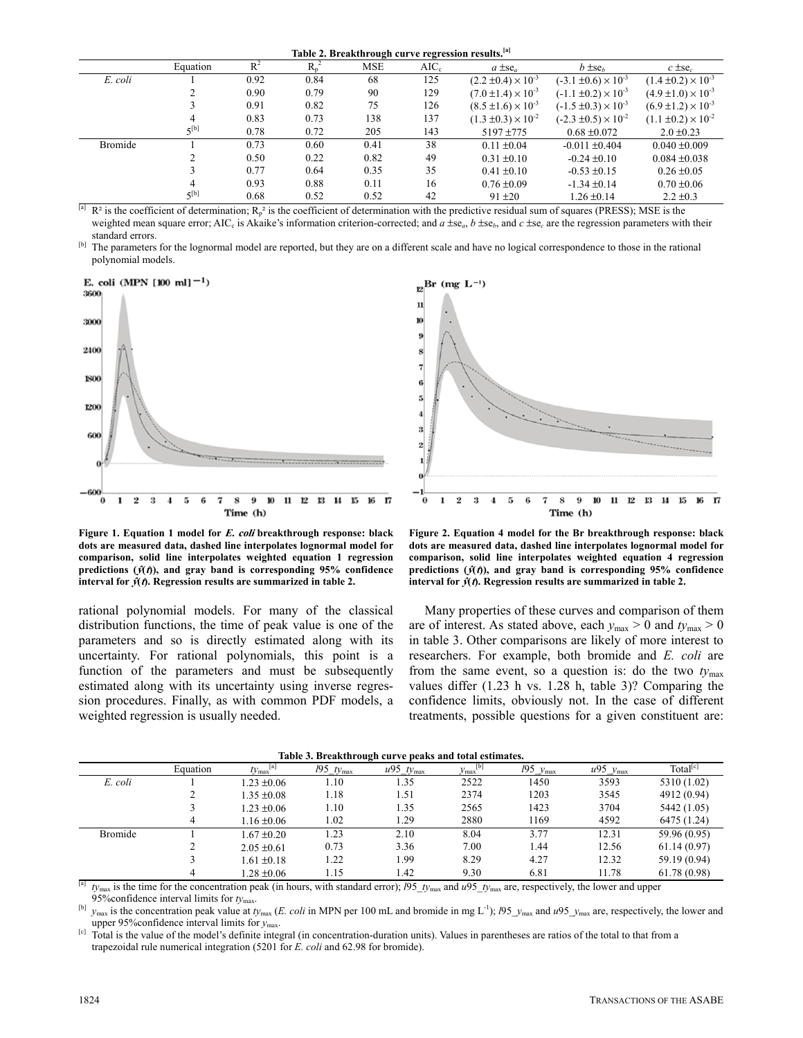**Table 2. Breakthrough curve regression results.[a]**

| | Equation | $R^2$ | $R_p^2$ | MSE | $AIC_c$ | $a \pm se_a$ | $b \pm se_b$ | $c \pm se_c$ |
|---|---|---|---|---|---|---|---|---|
| *E. coli* | 1 | 0.92 | 0.84 | 68 | 125 | $(2.2 \pm 0.4) \times 10^{-3}$ | $(-3.1 \pm 0.6) \times 10^{-3}$ | $(1.4 \pm 0.2) \times 10^{-3}$ |
| | 2 | 0.90 | 0.79 | 90 | 129 | $(7.0 \pm 1.4) \times 10^{-3}$ | $(-1.1 \pm 0.2) \times 10^{-3}$ | $(4.9 \pm 1.0) \times 10^{-3}$ |
| | 3 | 0.91 | 0.82 | 75 | 126 | $(8.5 \pm 1.6) \times 10^{-3}$ | $(-1.5 \pm 0.3) \times 10^{-3}$ | $(6.9 \pm 1.2) \times 10^{-3}$ |
| | 4 | 0.83 | 0.73 | 138 | 137 | $(1.3 \pm 0.3) \times 10^{-2}$ | $(-2.3 \pm 0.5) \times 10^{-2}$ | $(1.1 \pm 0.2) \times 10^{-2}$ |
| | 5[b] | 0.78 | 0.72 | 205 | 143 | 5197 ±775 | 0.68 ±0.072 | 2.0 ±0.23 |
| Bromide | 1 | 0.73 | 0.60 | 0.41 | 38 | 0.11 ±0.04 | -0.011 ±0.404 | 0.040 ±0.009 |
| | 2 | 0.50 | 0.22 | 0.82 | 49 | 0.31 ±0.10 | -0.24 ±0.10 | 0.084 ±0.038 |
| | 3 | 0.77 | 0.64 | 0.35 | 35 | 0.41 ±0.10 | -0.53 ±0.15 | 0.26 ±0.05 |
| | 4 | 0.93 | 0.88 | 0.11 | 16 | 0.76 ±0.09 | -1.34 ±0.14 | 0.70 ±0.06 |
| | 5[b] | 0.68 | 0.52 | 0.52 | 42 | 91 ±20 | 1.26 ±0.14 | 2.2 ±0.3 |

[a] $R^2$ is the coefficient of determination; $R_p^2$ is the coefficient of determination with the predictive residual sum of squares (PRESS); MSE is the weighted mean square error; $AIC_c$ is Akaike's information criterion-corrected; and $a \pm se_a$, $b \pm se_b$, and $c \pm se_c$ are the regression parameters with their standard errors.

[b] The parameters for the lognormal model are reported, but they are on a different scale and have no logical correspondence to those in the rational polynomial models.

**Figure 1. Equation 1 model for *E. coli* breakthrough response: black dots are measured data, dashed line interpolates lognormal model for comparison, solid line interpolates weighted equation 1 regression predictions ($\hat{y}(t)$), and gray band is corresponding 95% confidence interval for $\hat{y}(t)$. Regression results are summarized in table 2.**

**Figure 2. Equation 4 model for the Br breakthrough response: black dots are measured data, dashed line interpolates lognormal model for comparison, solid line interpolates weighted equation 4 regression predictions ($\hat{y}(t)$), and gray band is corresponding 95% confidence interval for $\hat{y}(t)$. Regression results are summarized in table 2.**

rational polynomial models. For many of the classical distribution functions, the time of peak value is one of the parameters and so is directly estimated along with its uncertainty. For rational polynomials, this point is a function of the parameters and must be subsequently estimated along with its uncertainty using inverse regression procedures. Finally, as with common PDF models, a weighted regression is usually needed.

Many properties of these curves and comparison of them are of interest. As stated above, each $y_{max} > 0$ and $ty_{max} > 0$ in table 3. Other comparisons are likely of more interest to researchers. For example, both bromide and *E. coli* are from the same event, so a question is: do the two $ty_{max}$ values differ (1.23 h vs. 1.28 h, table 3)? Comparing the confidence limits, obviously not. In the case of different treatments, possible questions for a given constituent are:

**Table 3. Breakthrough curve peaks and total estimates.**

| | Equation | $ty_{max}$[a] | $l95\_ty_{max}$ | $u95\_ty_{max}$ | $y_{max}$[b] | $l95\_y_{max}$ | $u95\_y_{max}$ | Total[c] |
|---|---|---|---|---|---|---|---|---|
| *E. coli* | 1 | 1.23 ±0.06 | 1.10 | 1.35 | 2522 | 1450 | 3593 | 5310 (1.02) |
| | 2 | 1.35 ±0.08 | 1.18 | 1.51 | 2374 | 1203 | 3545 | 4912 (0.94) |
| | 3 | 1.23 ±0.06 | 1.10 | 1.35 | 2565 | 1423 | 3704 | 5442 (1.05) |
| | 4 | 1.16 ±0.06 | 1.02 | 1.29 | 2880 | 1169 | 4592 | 6475 (1.24) |
| Bromide | 1 | 1.67 ±0.20 | 1.23 | 2.10 | 8.04 | 3.77 | 12.31 | 59.96 (0.95) |
| | 2 | 2.05 ±0.61 | 0.73 | 3.36 | 7.00 | 1.44 | 12.56 | 61.14 (0.97) |
| | 3 | 1.61 ±0.18 | 1.22 | 1.99 | 8.29 | 4.27 | 12.32 | 59.19 (0.94) |
| | 4 | 1.28 ±0.06 | 1.15 | 1.42 | 9.30 | 6.81 | 11.78 | 61.78 (0.98) |

[a] $ty_{max}$ is the time for the concentration peak (in hours, with standard error); $l95\_ty_{max}$ and $u95\_ty_{max}$ are, respectively, the lower and upper 95%confidence interval limits for $ty_{max}$.

[b] $y_{max}$ is the concentration peak value at $ty_{max}$ (*E. coli* in MPN per 100 mL and bromide in mg $L^{-1}$); $l95\_y_{max}$ and $u95\_y_{max}$ are, respectively, the lower and upper 95%confidence interval limits for $y_{max}$.

[c] Total is the value of the model's definite integral (in concentration-duration units). Values in parentheses are ratios of the total to that from a trapezoidal rule numerical integration (5201 for *E. coli* and 62.98 for bromide).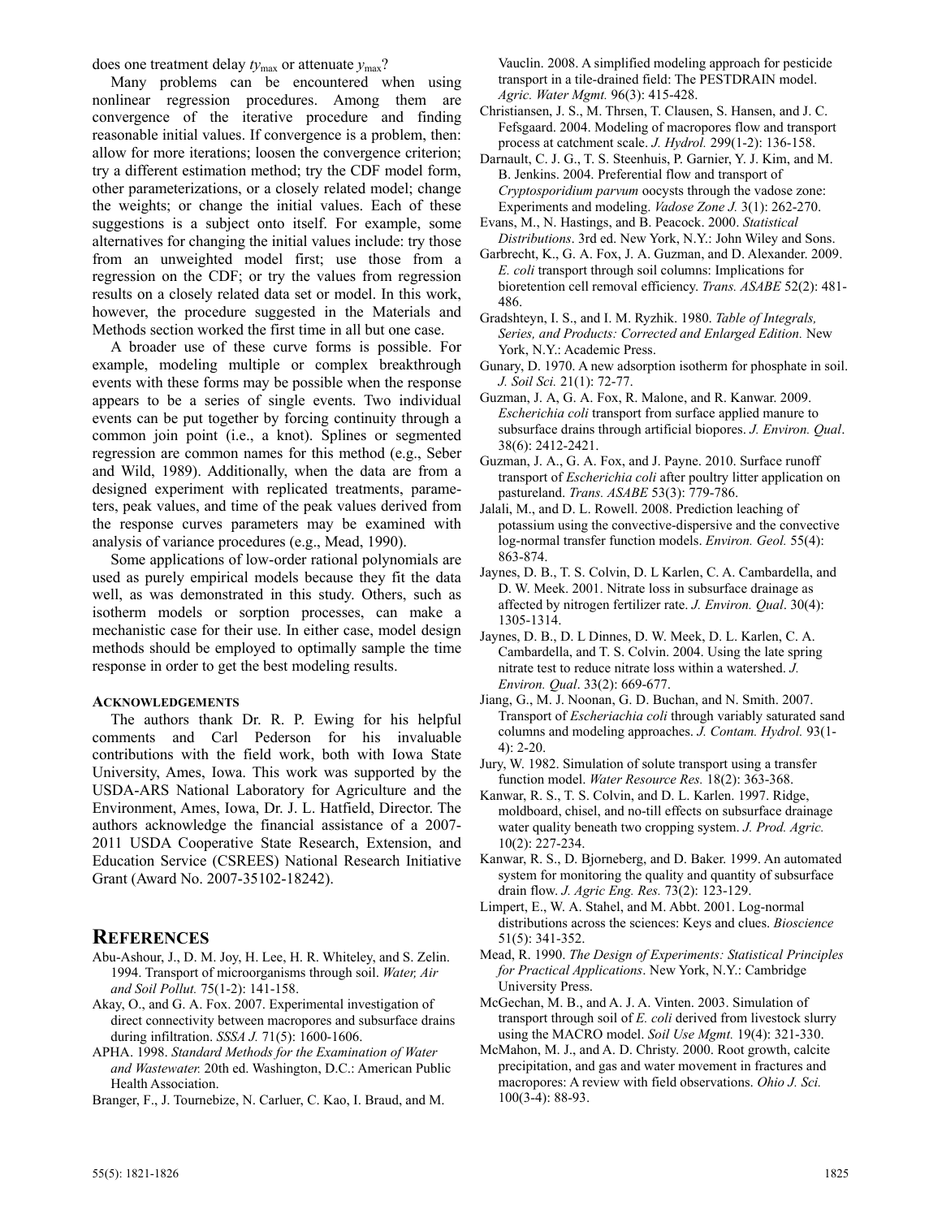does one treatment delay $ty_{max}$ or attenuate $y_{max}$?

Many problems can be encountered when using nonlinear regression procedures. Among them are convergence of the iterative procedure and finding reasonable initial values. If convergence is a problem, then: allow for more iterations; loosen the convergence criterion; try a different estimation method; try the CDF model form, other parameterizations, or a closely related model; change the weights; or change the initial values. Each of these suggestions is a subject onto itself. For example, some alternatives for changing the initial values include: try those from an unweighted model first; use those from a regression on the CDF; or try the values from regression results on a closely related data set or model. In this work, however, the procedure suggested in the Materials and Methods section worked the first time in all but one case.

A broader use of these curve forms is possible. For example, modeling multiple or complex breakthrough events with these forms may be possible when the response appears to be a series of single events. Two individual events can be put together by forcing continuity through a common join point (i.e., a knot). Splines or segmented regression are common names for this method (e.g., Seber and Wild, 1989). Additionally, when the data are from a designed experiment with replicated treatments, parameters, peak values, and time of the peak values derived from the response curves parameters may be examined with analysis of variance procedures (e.g., Mead, 1990).

Some applications of low-order rational polynomials are used as purely empirical models because they fit the data well, as was demonstrated in this study. Others, such as isotherm models or sorption processes, can make a mechanistic case for their use. In either case, model design methods should be employed to optimally sample the time response in order to get the best modeling results.

### ACKNOWLEDGEMENTS

The authors thank Dr. R. P. Ewing for his helpful comments and Carl Pederson for his invaluable contributions with the field work, both with Iowa State University, Ames, Iowa. This work was supported by the USDA-ARS National Laboratory for Agriculture and the Environment, Ames, Iowa, Dr. J. L. Hatfield, Director. The authors acknowledge the financial assistance of a 2007-2011 USDA Cooperative State Research, Extension, and Education Service (CSREES) National Research Initiative Grant (Award No. 2007-35102-18242).

## REFERENCES

Abu-Ashour, J., D. M. Joy, H. Lee, H. R. Whiteley, and S. Zelin. 1994. Transport of microorganisms through soil. *Water, Air and Soil Pollut.* 75(1-2): 141-158.

Akay, O., and G. A. Fox. 2007. Experimental investigation of direct connectivity between macropores and subsurface drains during infiltration. *SSSA J.* 71(5): 1600-1606.

APHA. 1998. *Standard Methods for the Examination of Water and Wastewater.* 20th ed. Washington, D.C.: American Public Health Association.

Branger, F., J. Tournebize, N. Carluer, C. Kao, I. Braud, and M. Vauclin. 2008. A simplified modeling approach for pesticide transport in a tile-drained field: The PESTDRAIN model. *Agric. Water Mgmt.* 96(3): 415-428.

Christiansen, J. S., M. Thrsen, T. Clausen, S. Hansen, and J. C. Fefsgaard. 2004. Modeling of macropores flow and transport process at catchment scale. *J. Hydrol.* 299(1-2): 136-158.

Darnault, C. J. G., T. S. Steenhuis, P. Garnier, Y. J. Kim, and M. B. Jenkins. 2004. Preferential flow and transport of *Cryptosporidium parvum* oocysts through the vadose zone: Experiments and modeling. *Vadose Zone J.* 3(1): 262-270.

Evans, M., N. Hastings, and B. Peacock. 2000. *Statistical Distributions*. 3rd ed. New York, N.Y.: John Wiley and Sons.

Garbrecht, K., G. A. Fox, J. A. Guzman, and D. Alexander. 2009. *E. coli* transport through soil columns: Implications for bioretention cell removal efficiency. *Trans. ASABE* 52(2): 481-486.

Gradshteyn, I. S., and I. M. Ryzhik. 1980. *Table of Integrals, Series, and Products: Corrected and Enlarged Edition.* New York, N.Y.: Academic Press.

Gunary, D. 1970. A new adsorption isotherm for phosphate in soil. *J. Soil Sci.* 21(1): 72-77.

Guzman, J. A, G. A. Fox, R. Malone, and R. Kanwar. 2009. *Escherichia coli* transport from surface applied manure to subsurface drains through artificial biopores. *J. Environ. Qual*. 38(6): 2412-2421.

Guzman, J. A., G. A. Fox, and J. Payne. 2010. Surface runoff transport of *Escherichia coli* after poultry litter application on pastureland. *Trans. ASABE* 53(3): 779-786.

Jalali, M., and D. L. Rowell. 2008. Prediction leaching of potassium using the convective-dispersive and the convective log-normal transfer function models. *Environ. Geol.* 55(4): 863-874.

Jaynes, D. B., T. S. Colvin, D. L Karlen, C. A. Cambardella, and D. W. Meek. 2001. Nitrate loss in subsurface drainage as affected by nitrogen fertilizer rate. *J. Environ. Qual*. 30(4): 1305-1314.

Jaynes, D. B., D. L Dinnes, D. W. Meek, D. L. Karlen, C. A. Cambardella, and T. S. Colvin. 2004. Using the late spring nitrate test to reduce nitrate loss within a watershed. *J. Environ. Qual*. 33(2): 669-677.

Jiang, G., M. J. Noonan, G. D. Buchan, and N. Smith. 2007. Transport of *Escheriachia coli* through variably saturated sand columns and modeling approaches. *J. Contam. Hydrol.* 93(1-4): 2-20.

Jury, W. 1982. Simulation of solute transport using a transfer function model. *Water Resource Res.* 18(2): 363-368.

Kanwar, R. S., T. S. Colvin, and D. L. Karlen. 1997. Ridge, moldboard, chisel, and no-till effects on subsurface drainage water quality beneath two cropping system. *J. Prod. Agric.* 10(2): 227-234.

Kanwar, R. S., D. Bjorneberg, and D. Baker. 1999. An automated system for monitoring the quality and quantity of subsurface drain flow. *J. Agric Eng. Res.* 73(2): 123-129.

Limpert, E., W. A. Stahel, and M. Abbt. 2001. Log-normal distributions across the sciences: Keys and clues. *Bioscience* 51(5): 341-352.

Mead, R. 1990. *The Design of Experiments: Statistical Principles for Practical Applications*. New York, N.Y.: Cambridge University Press.

McGechan, M. B., and A. J. A. Vinten. 2003. Simulation of transport through soil of *E. coli* derived from livestock slurry using the MACRO model. *Soil Use Mgmt.* 19(4): 321-330.

McMahon, M. J., and A. D. Christy. 2000. Root growth, calcite precipitation, and gas and water movement in fractures and macropores: A review with field observations. *Ohio J. Sci.* 100(3-4): 88-93.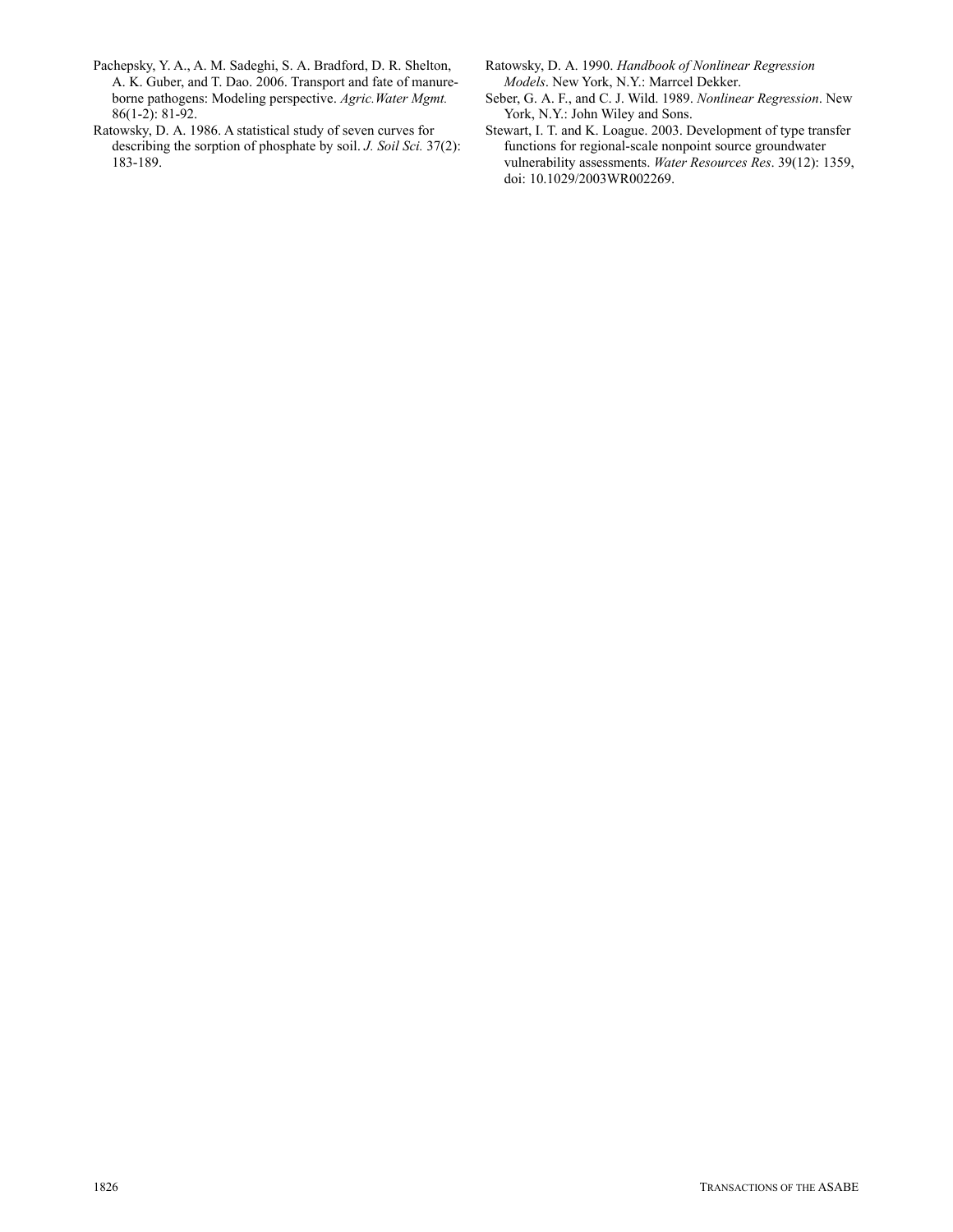Pachepsky, Y. A., A. M. Sadeghi, S. A. Bradford, D. R. Shelton, A. K. Guber, and T. Dao. 2006. Transport and fate of manure-borne pathogens: Modeling perspective. *Agric.Water Mgmt.* 86(1-2): 81-92.

Ratowsky, D. A. 1986. A statistical study of seven curves for describing the sorption of phosphate by soil. *J. Soil Sci.* 37(2): 183-189.

Ratowsky, D. A. 1990. *Handbook of Nonlinear Regression Models*. New York, N.Y.: Marrcel Dekker.

Seber, G. A. F., and C. J. Wild. 1989. *Nonlinear Regression*. New York, N.Y.: John Wiley and Sons.

Stewart, I. T. and K. Loague. 2003. Development of type transfer functions for regional-scale nonpoint source groundwater vulnerability assessments. *Water Resources Res*. 39(12): 1359, doi: 10.1029/2003WR002269.